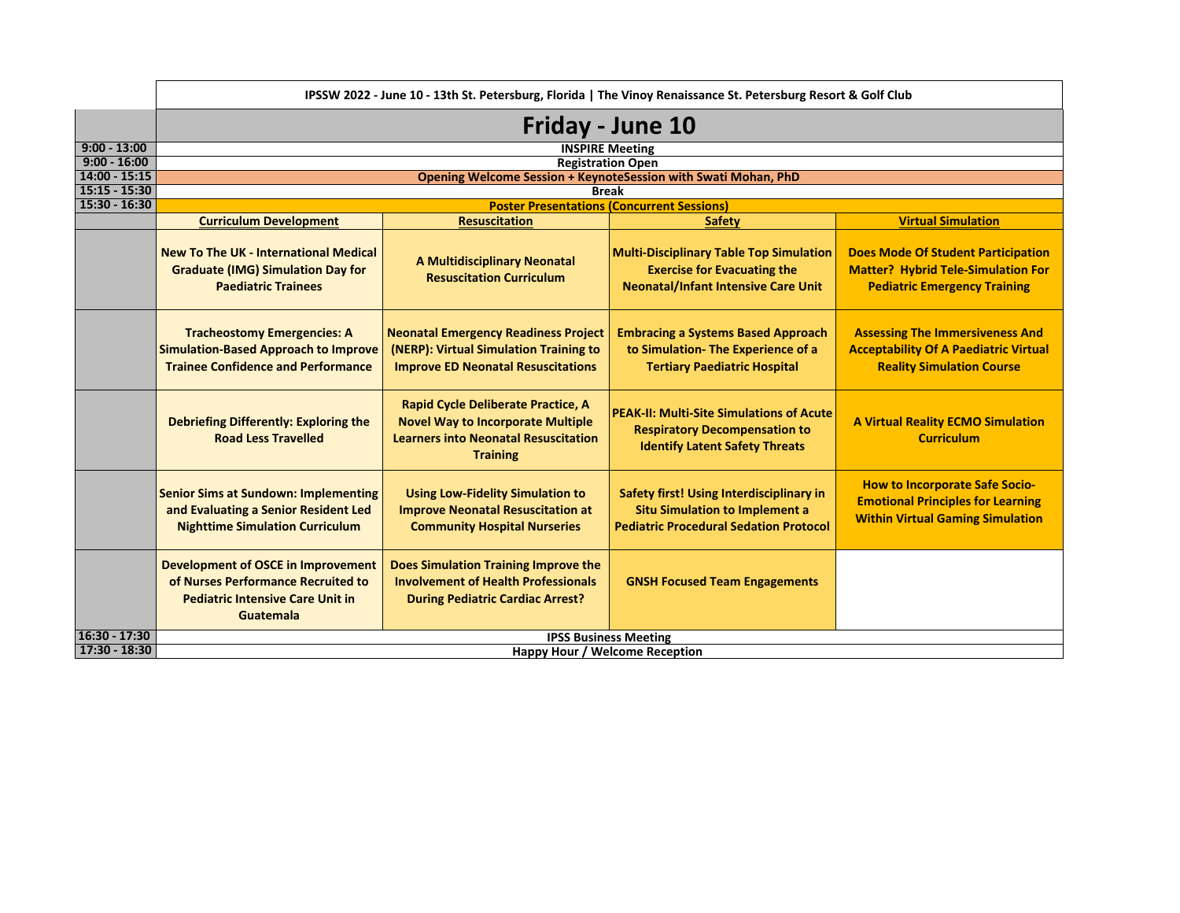IPSSW 2022 - June 10 - 13th St. Petersburg, Florida | The Vinoy Renaissance St. Petersburg Resort & Golf Club

# Friday - June 10

| Time | | | | |
|---|---|---|---|---|
| 9:00 - 13:00 | **INSPIRE Meeting** | | | |
| 9:00 - 16:00 | **Registration Open** | | | |
| 14:00 - 15:15 | **Opening Welcome Session + KeynoteSession with Swati Mohan, PhD** | | | |
| 15:15 - 15:30 | **Break** | | | |
| 15:30 - 16:30 | **Poster Presentations (Concurrent Sessions)** | | | |
| | **Curriculum Development** | **Resuscitation** | **Safety** | **Virtual Simulation** |
| | **New To The UK - International Medical Graduate (IMG) Simulation Day for Paediatric Trainees** | **A Multidisciplinary Neonatal Resuscitation Curriculum** | **Multi-Disciplinary Table Top Simulation Exercise for Evacuating the Neonatal/Infant Intensive Care Unit** | **Does Mode Of Student Participation Matter? Hybrid Tele-Simulation For Pediatric Emergency Training** |
| | **Tracheostomy Emergencies: A Simulation-Based Approach to Improve Trainee Confidence and Performance** | **Neonatal Emergency Readiness Project (NERP): Virtual Simulation Training to Improve ED Neonatal Resuscitations** | **Embracing a Systems Based Approach to Simulation- The Experience of a Tertiary Paediatric Hospital** | **Assessing The Immersiveness And Acceptability Of A Paediatric Virtual Reality Simulation Course** |
| | **Debriefing Differently: Exploring the Road Less Travelled** | **Rapid Cycle Deliberate Practice, A Novel Way to Incorporate Multiple Learners into Neonatal Resuscitation Training** | **PEAK-II: Multi-Site Simulations of Acute Respiratory Decompensation to Identify Latent Safety Threats** | **A Virtual Reality ECMO Simulation Curriculum** |
| | **Senior Sims at Sundown: Implementing and Evaluating a Senior Resident Led Nighttime Simulation Curriculum** | **Using Low-Fidelity Simulation to Improve Neonatal Resuscitation at Community Hospital Nurseries** | **Safety first! Using Interdisciplinary in Situ Simulation to Implement a Pediatric Procedural Sedation Protocol** | **How to Incorporate Safe Socio-Emotional Principles for Learning Within Virtual Gaming Simulation** |
| | **Development of OSCE in Improvement of Nurses Performance Recruited to Pediatric Intensive Care Unit in Guatemala** | **Does Simulation Training Improve the Involvement of Health Professionals During Pediatric Cardiac Arrest?** | **GNSH Focused Team Engagements** | |
| 16:30 - 17:30 | **IPSS Business Meeting** | | | |
| 17:30 - 18:30 | **Happy Hour / Welcome Reception** | | | |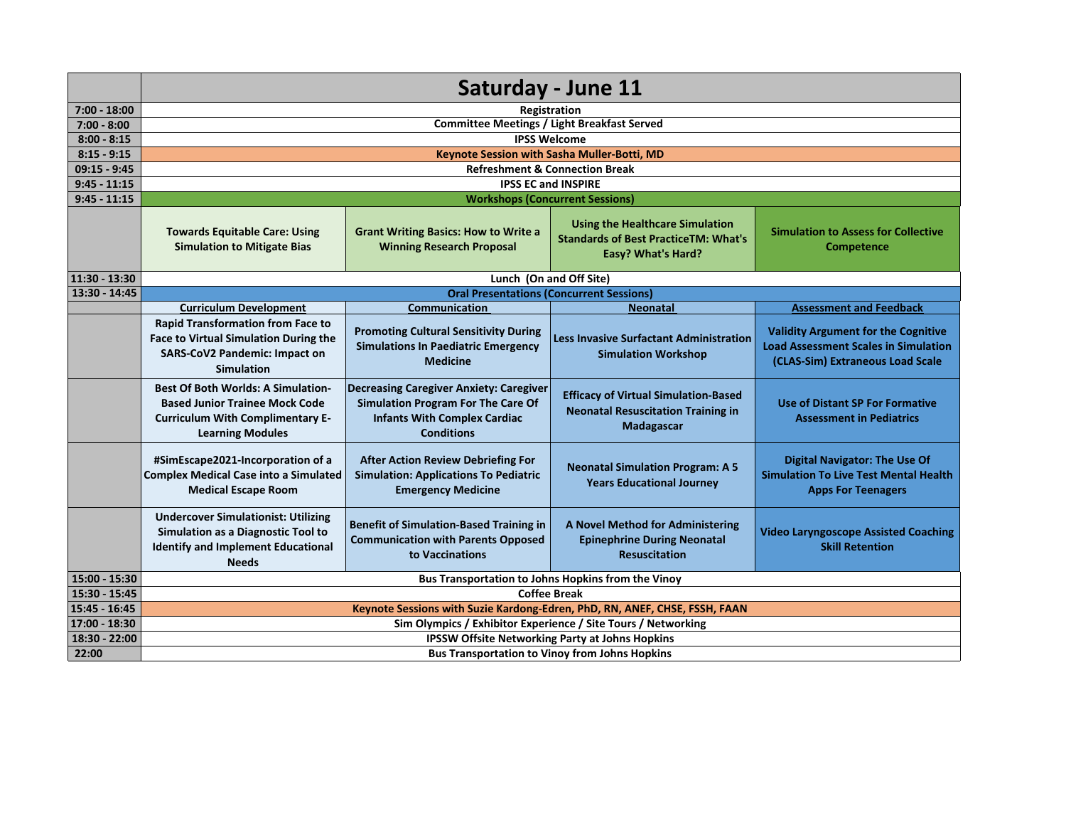| | Saturday - June 11 | | | |
|---|---|---|---|---|
| 7:00 - 18:00 | Registration | | | |
| 7:00 - 8:00 | Committee Meetings / Light Breakfast Served | | | |
| 8:00 - 8:15 | IPSS Welcome | | | |
| 8:15 - 9:15 | Keynote Session with Sasha Muller-Botti, MD | | | |
| 09:15 - 9:45 | Refreshment & Connection Break | | | |
| 9:45 - 11:15 | IPSS EC and INSPIRE | | | |
| 9:45 - 11:15 | Workshops (Concurrent Sessions) | | | |
| | Towards Equitable Care: Using Simulation to Mitigate Bias | Grant Writing Basics: How to Write a Winning Research Proposal | Using the Healthcare Simulation Standards of Best PracticeTM: What's Easy? What's Hard? | Simulation to Assess for Collective Competence |
| 11:30 - 13:30 | Lunch (On and Off Site) | | | |
| 13:30 - 14:45 | Oral Presentations (Concurrent Sessions) | | | |
| | Curriculum Development | Communication | Neonatal | Assessment and Feedback |
| | Rapid Transformation from Face to Face to Virtual Simulation During the SARS-CoV2 Pandemic: Impact on Simulation | Promoting Cultural Sensitivity During Simulations In Paediatric Emergency Medicine | Less Invasive Surfactant Administration Simulation Workshop | Validity Argument for the Cognitive Load Assessment Scales in Simulation (CLAS-Sim) Extraneous Load Scale |
| | Best Of Both Worlds: A Simulation-Based Junior Trainee Mock Code Curriculum With Complimentary E-Learning Modules | Decreasing Caregiver Anxiety: Caregiver Simulation Program For The Care Of Infants With Complex Cardiac Conditions | Efficacy of Virtual Simulation-Based Neonatal Resuscitation Training in Madagascar | Use of Distant SP For Formative Assessment in Pediatrics |
| | #SimEscape2021-Incorporation of a Complex Medical Case into a Simulated Medical Escape Room | After Action Review Debriefing For Simulation: Applications To Pediatric Emergency Medicine | Neonatal Simulation Program: A 5 Years Educational Journey | Digital Navigator: The Use Of Simulation To Live Test Mental Health Apps For Teenagers |
| | Undercover Simulationist: Utilizing Simulation as a Diagnostic Tool to Identify and Implement Educational Needs | Benefit of Simulation-Based Training in Communication with Parents Opposed to Vaccinations | A Novel Method for Administering Epinephrine During Neonatal Resuscitation | Video Laryngoscope Assisted Coaching Skill Retention |
| 15:00 - 15:30 | Bus Transportation to Johns Hopkins from the Vinoy | | | |
| 15:30 - 15:45 | Coffee Break | | | |
| 15:45 - 16:45 | Keynote Sessions with Suzie Kardong-Edren, PhD, RN, ANEF, CHSE, FSSH, FAAN | | | |
| 17:00 - 18:30 | Sim Olympics / Exhibitor Experience / Site Tours / Networking | | | |
| 18:30 - 22:00 | IPSSW Offsite Networking Party at Johns Hopkins | | | |
| 22:00 | Bus Transportation to Vinoy from Johns Hopkins | | | |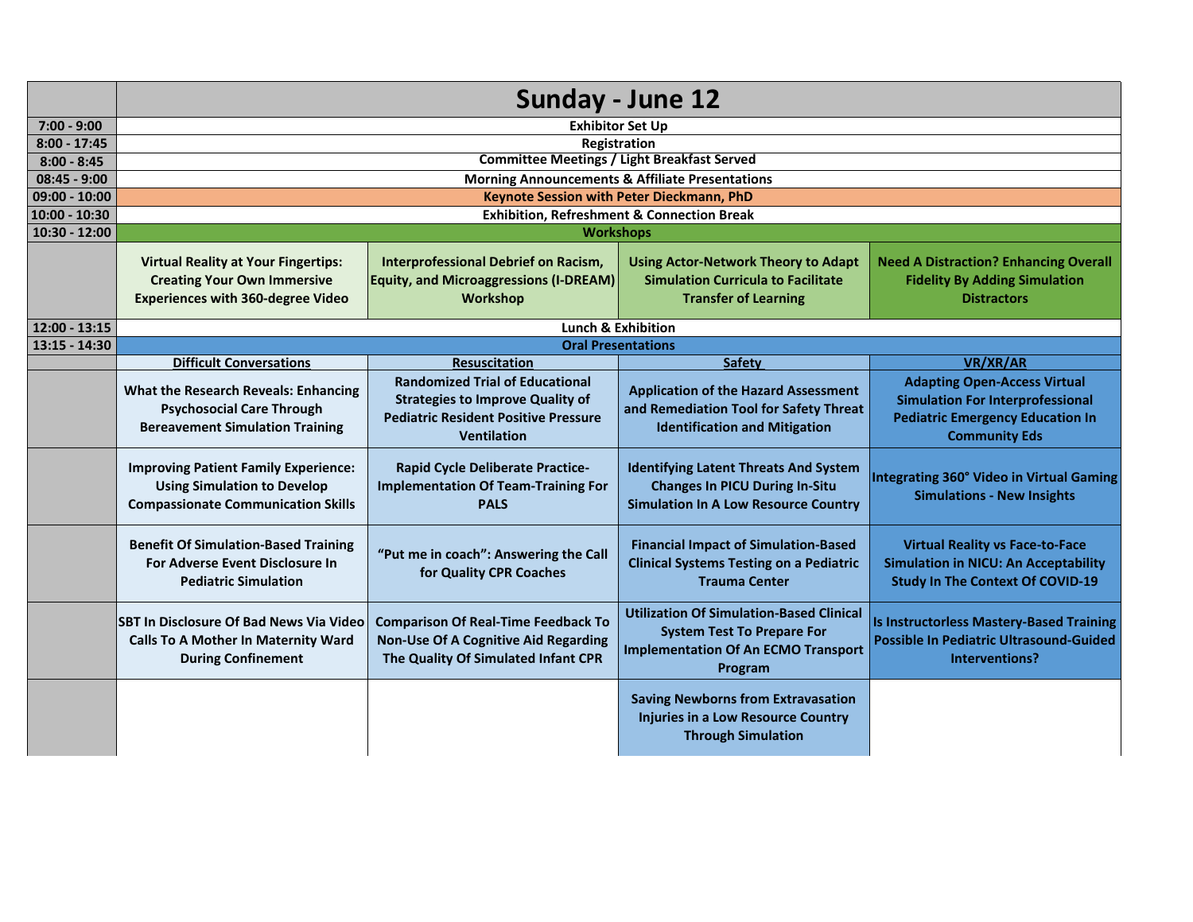| | Sunday - June 12 | | | |
|---|---|---|---|---|
| 7:00 - 9:00 | Exhibitor Set Up | | | |
| 8:00 - 17:45 | Registration | | | |
| 8:00 - 8:45 | Committee Meetings / Light Breakfast Served | | | |
| 08:45 - 9:00 | Morning Announcements & Affiliate Presentations | | | |
| 09:00 - 10:00 | Keynote Session with Peter Dieckmann, PhD | | | |
| 10:00 - 10:30 | Exhibition, Refreshment & Connection Break | | | |
| 10:30 - 12:00 | Workshops | | | |
| | Virtual Reality at Your Fingertips: Creating Your Own Immersive Experiences with 360-degree Video | Interprofessional Debrief on Racism, Equity, and Microaggressions (I-DREAM) Workshop | Using Actor-Network Theory to Adapt Simulation Curricula to Facilitate Transfer of Learning | Need A Distraction? Enhancing Overall Fidelity By Adding Simulation Distractors |
| 12:00 - 13:15 | Lunch & Exhibition | | | |
| 13:15 - 14:30 | Oral Presentations | | | |
| | Difficult Conversations | Resuscitation | Safety | VR/XR/AR |
| | What the Research Reveals: Enhancing Psychosocial Care Through Bereavement Simulation Training | Randomized Trial of Educational Strategies to Improve Quality of Pediatric Resident Positive Pressure Ventilation | Application of the Hazard Assessment and Remediation Tool for Safety Threat Identification and Mitigation | Adapting Open-Access Virtual Simulation For Interprofessional Pediatric Emergency Education In Community Eds |
| | Improving Patient Family Experience: Using Simulation to Develop Compassionate Communication Skills | Rapid Cycle Deliberate Practice-Implementation Of Team-Training For PALS | Identifying Latent Threats And System Changes In PICU During In-Situ Simulation In A Low Resource Country | Integrating 360° Video in Virtual Gaming Simulations - New Insights |
| | Benefit Of Simulation-Based Training For Adverse Event Disclosure In Pediatric Simulation | "Put me in coach": Answering the Call for Quality CPR Coaches | Financial Impact of Simulation-Based Clinical Systems Testing on a Pediatric Trauma Center | Virtual Reality vs Face-to-Face Simulation in NICU: An Acceptability Study In The Context Of COVID-19 |
| | SBT In Disclosure Of Bad News Via Video Calls To A Mother In Maternity Ward During Confinement | Comparison Of Real-Time Feedback To Non-Use Of A Cognitive Aid Regarding The Quality Of Simulated Infant CPR | Utilization Of Simulation-Based Clinical System Test To Prepare For Implementation Of An ECMO Transport Program | Is Instructorless Mastery-Based Training Possible In Pediatric Ultrasound-Guided Interventions? |
| | | | Saving Newborns from Extravasation Injuries in a Low Resource Country Through Simulation | |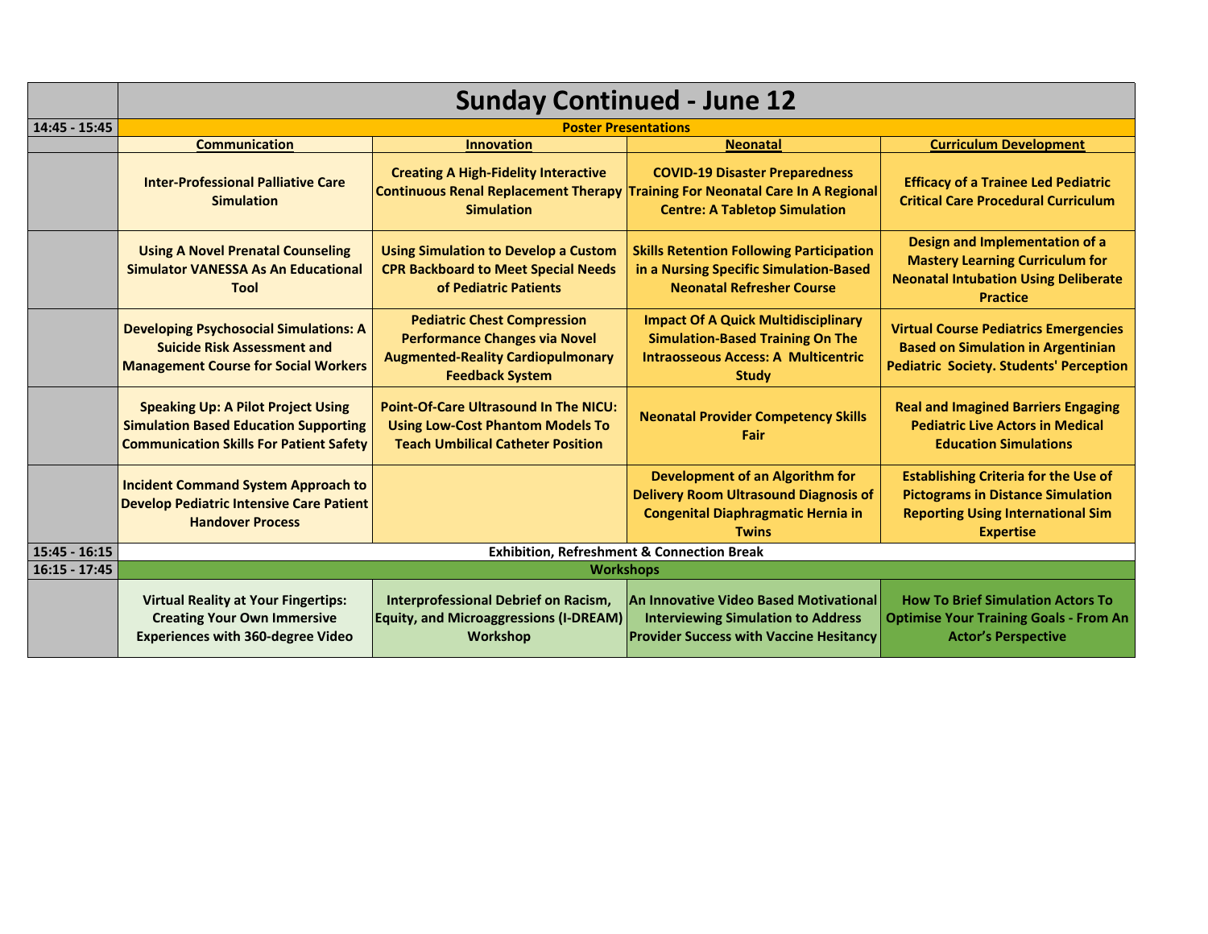| | Sunday Continued - June 12 | | | |
|---|---|---|---|---|
| 14:45 - 15:45 | Poster Presentations | | | |
| | Communication | Innovation | Neonatal | Curriculum Development |
| | Inter-Professional Palliative Care Simulation | Creating A High-Fidelity Interactive Continuous Renal Replacement Therapy Simulation | COVID-19 Disaster Preparedness Training For Neonatal Care In A Regional Centre: A Tabletop Simulation | Efficacy of a Trainee Led Pediatric Critical Care Procedural Curriculum |
| | Using A Novel Prenatal Counseling Simulator VANESSA As An Educational Tool | Using Simulation to Develop a Custom CPR Backboard to Meet Special Needs of Pediatric Patients | Skills Retention Following Participation in a Nursing Specific Simulation-Based Neonatal Refresher Course | Design and Implementation of a Mastery Learning Curriculum for Neonatal Intubation Using Deliberate Practice |
| | Developing Psychosocial Simulations: A Suicide Risk Assessment and Management Course for Social Workers | Pediatric Chest Compression Performance Changes via Novel Augmented-Reality Cardiopulmonary Feedback System | Impact Of A Quick Multidisciplinary Simulation-Based Training On The Intraosseous Access: A Multicentric Study | Virtual Course Pediatrics Emergencies Based on Simulation in Argentinian Pediatric Society. Students' Perception |
| | Speaking Up: A Pilot Project Using Simulation Based Education Supporting Communication Skills For Patient Safety | Point-Of-Care Ultrasound In The NICU: Using Low-Cost Phantom Models To Teach Umbilical Catheter Position | Neonatal Provider Competency Skills Fair | Real and Imagined Barriers Engaging Pediatric Live Actors in Medical Education Simulations |
| | Incident Command System Approach to Develop Pediatric Intensive Care Patient Handover Process | | Development of an Algorithm for Delivery Room Ultrasound Diagnosis of Congenital Diaphragmatic Hernia in Twins | Establishing Criteria for the Use of Pictograms in Distance Simulation Reporting Using International Sim Expertise |
| 15:45 - 16:15 | Exhibition, Refreshment & Connection Break | | | |
| 16:15 - 17:45 | Workshops | | | |
| | Virtual Reality at Your Fingertips: Creating Your Own Immersive Experiences with 360-degree Video | Interprofessional Debrief on Racism, Equity, and Microaggressions (I-DREAM) Workshop | An Innovative Video Based Motivational Interviewing Simulation to Address Provider Success with Vaccine Hesitancy | How To Brief Simulation Actors To Optimise Your Training Goals - From An Actor's Perspective |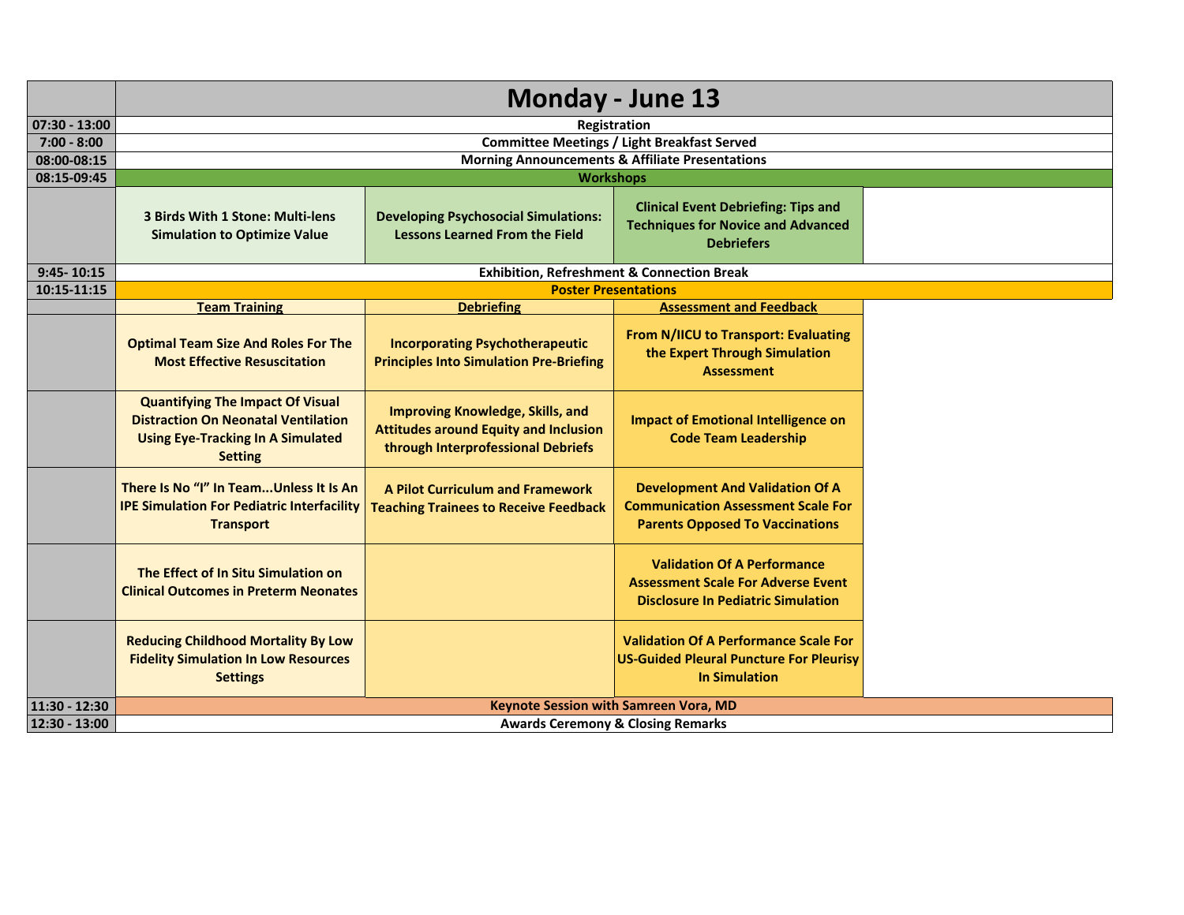| | Monday - June 13 | | | |
|---|---|---|---|---|
| 07:30 - 13:00 | Registration | | | |
| 7:00 - 8:00 | Committee Meetings / Light Breakfast Served | | | |
| 08:00-08:15 | Morning Announcements & Affiliate Presentations | | | |
| 08:15-09:45 | Workshops | | | |
| | 3 Birds With 1 Stone: Multi-lens Simulation to Optimize Value | Developing Psychosocial Simulations: Lessons Learned From the Field | Clinical Event Debriefing: Tips and Techniques for Novice and Advanced Debriefers | |
| 9:45- 10:15 | Exhibition, Refreshment & Connection Break | | | |
| 10:15-11:15 | Poster Presentations | | | |
| | Team Training | Debriefing | Assessment and Feedback | |
| | Optimal Team Size And Roles For The Most Effective Resuscitation | Incorporating Psychotherapeutic Principles Into Simulation Pre-Briefing | From N/IICU to Transport: Evaluating the Expert Through Simulation Assessment | |
| | Quantifying The Impact Of Visual Distraction On Neonatal Ventilation Using Eye-Tracking In A Simulated Setting | Improving Knowledge, Skills, and Attitudes around Equity and Inclusion through Interprofessional Debriefs | Impact of Emotional Intelligence on Code Team Leadership | |
| | There Is No "I" In Team...Unless It Is An IPE Simulation For Pediatric Interfacility Transport | A Pilot Curriculum and Framework Teaching Trainees to Receive Feedback | Development And Validation Of A Communication Assessment Scale For Parents Opposed To Vaccinations | |
| | The Effect of In Situ Simulation on Clinical Outcomes in Preterm Neonates | | Validation Of A Performance Assessment Scale For Adverse Event Disclosure In Pediatric Simulation | |
| | Reducing Childhood Mortality By Low Fidelity Simulation In Low Resources Settings | | Validation Of A Performance Scale For US-Guided Pleural Puncture For Pleurisy In Simulation | |
| 11:30 - 12:30 | Keynote Session with Samreen Vora, MD | | | |
| 12:30 - 13:00 | Awards Ceremony & Closing Remarks | | | |